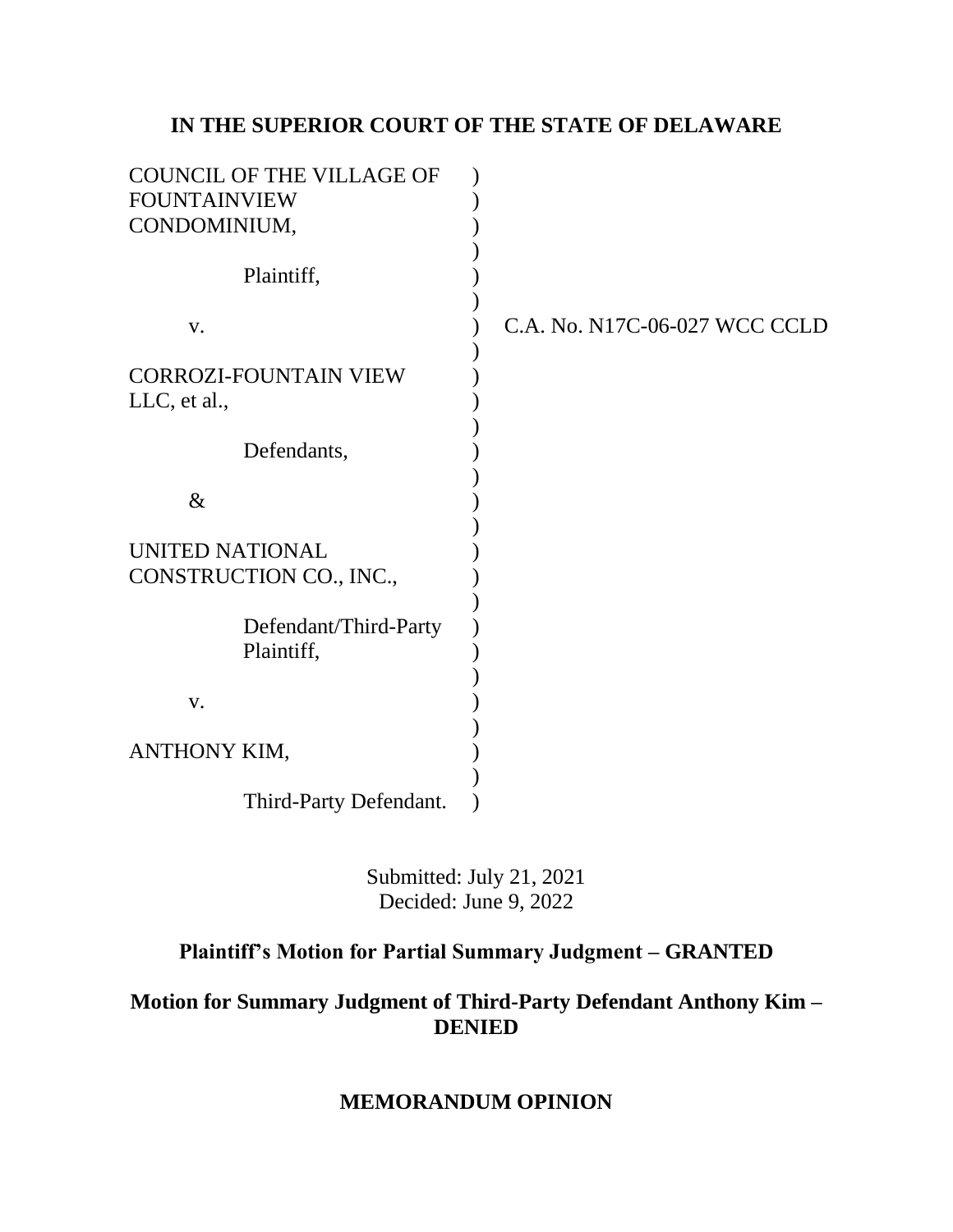**IN THE SUPERIOR COURT OF THE STATE OF DELAWARE**

COUNCIL OF THE VILLAGE OF FOUNTAINVIEW CONDOMINIUM,

Plaintiff,

v.

CORROZI-FOUNTAIN VIEW LLC, et al.,

Defendants,

&

UNITED NATIONAL CONSTRUCTION CO., INC.,

Defendant/Third-Party Plaintiff,

v.

ANTHONY KIM,

Third-Party Defendant.

C.A. No. N17C-06-027 WCC CCLD

Submitted: July 21, 2021
Decided: June 9, 2022

**Plaintiff's Motion for Partial Summary Judgment – GRANTED**

**Motion for Summary Judgment of Third-Party Defendant Anthony Kim – DENIED**

**MEMORANDUM OPINION**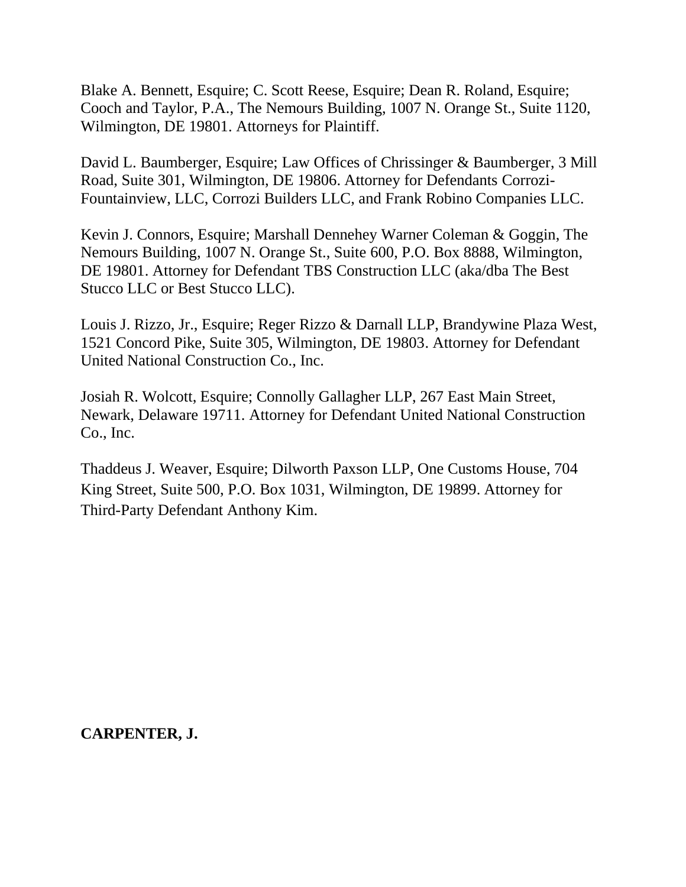Blake A. Bennett, Esquire; C. Scott Reese, Esquire; Dean R. Roland, Esquire; Cooch and Taylor, P.A., The Nemours Building, 1007 N. Orange St., Suite 1120, Wilmington, DE 19801. Attorneys for Plaintiff.

David L. Baumberger, Esquire; Law Offices of Chrissinger & Baumberger, 3 Mill Road, Suite 301, Wilmington, DE 19806. Attorney for Defendants Corrozi-Fountainview, LLC, Corrozi Builders LLC, and Frank Robino Companies LLC.

Kevin J. Connors, Esquire; Marshall Dennehey Warner Coleman & Goggin, The Nemours Building, 1007 N. Orange St., Suite 600, P.O. Box 8888, Wilmington, DE 19801. Attorney for Defendant TBS Construction LLC (aka/dba The Best Stucco LLC or Best Stucco LLC).

Louis J. Rizzo, Jr., Esquire; Reger Rizzo & Darnall LLP, Brandywine Plaza West, 1521 Concord Pike, Suite 305, Wilmington, DE 19803. Attorney for Defendant United National Construction Co., Inc.

Josiah R. Wolcott, Esquire; Connolly Gallagher LLP, 267 East Main Street, Newark, Delaware 19711. Attorney for Defendant United National Construction Co., Inc.

Thaddeus J. Weaver, Esquire; Dilworth Paxson LLP, One Customs House, 704 King Street, Suite 500, P.O. Box 1031, Wilmington, DE 19899. Attorney for Third-Party Defendant Anthony Kim.

**CARPENTER, J.**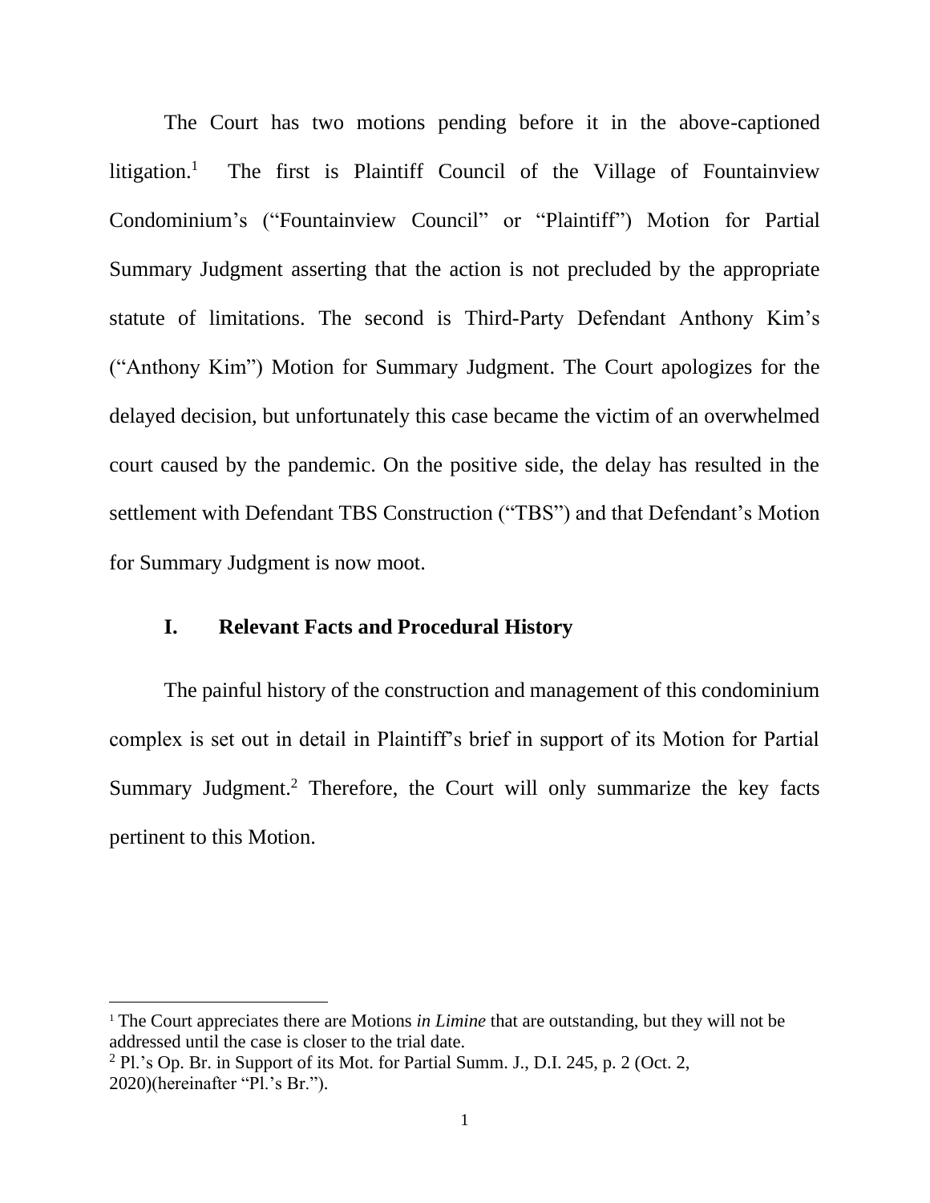The Court has two motions pending before it in the above-captioned litigation.[1] The first is Plaintiff Council of the Village of Fountainview Condominium's ("Fountainview Council" or "Plaintiff") Motion for Partial Summary Judgment asserting that the action is not precluded by the appropriate statute of limitations. The second is Third-Party Defendant Anthony Kim's ("Anthony Kim") Motion for Summary Judgment. The Court apologizes for the delayed decision, but unfortunately this case became the victim of an overwhelmed court caused by the pandemic. On the positive side, the delay has resulted in the settlement with Defendant TBS Construction ("TBS") and that Defendant's Motion for Summary Judgment is now moot.

## I. Relevant Facts and Procedural History

The painful history of the construction and management of this condominium complex is set out in detail in Plaintiff's brief in support of its Motion for Partial Summary Judgment.[2] Therefore, the Court will only summarize the key facts pertinent to this Motion.

---

[1] The Court appreciates there are Motions *in Limine* that are outstanding, but they will not be addressed until the case is closer to the trial date.

[2] Pl.'s Op. Br. in Support of its Mot. for Partial Summ. J., D.I. 245, p. 2 (Oct. 2, 2020)(hereinafter "Pl.'s Br.").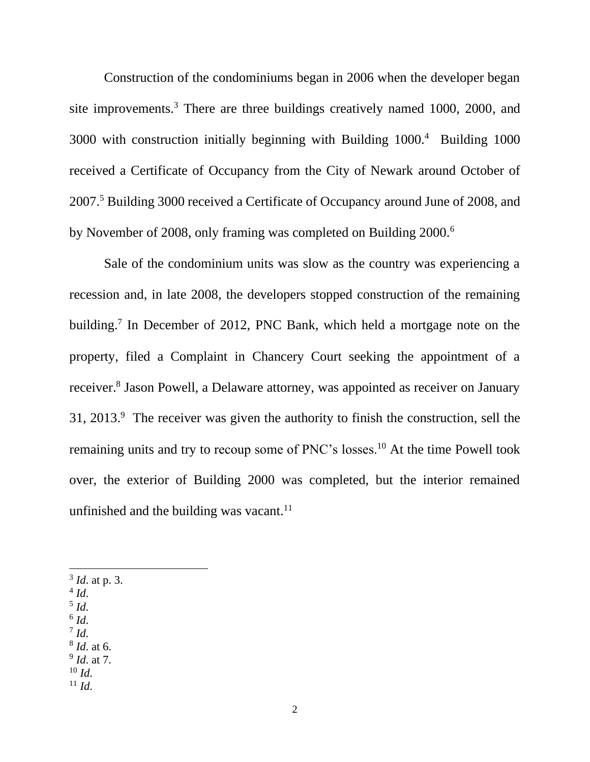Construction of the condominiums began in 2006 when the developer began site improvements.[3] There are three buildings creatively named 1000, 2000, and 3000 with construction initially beginning with Building 1000.[4] Building 1000 received a Certificate of Occupancy from the City of Newark around October of 2007.[5] Building 3000 received a Certificate of Occupancy around June of 2008, and by November of 2008, only framing was completed on Building 2000.[6]

Sale of the condominium units was slow as the country was experiencing a recession and, in late 2008, the developers stopped construction of the remaining building.[7] In December of 2012, PNC Bank, which held a mortgage note on the property, filed a Complaint in Chancery Court seeking the appointment of a receiver.[8] Jason Powell, a Delaware attorney, was appointed as receiver on January 31, 2013.[9] The receiver was given the authority to finish the construction, sell the remaining units and try to recoup some of PNC's losses.[10] At the time Powell took over, the exterior of Building 2000 was completed, but the interior remained unfinished and the building was vacant.[11]

---

[3] *Id.* at p. 3.
[4] *Id.*
[5] *Id.*
[6] *Id.*
[7] *Id.*
[8] *Id.* at 6.
[9] *Id.* at 7.
[10] *Id.*
[11] *Id.*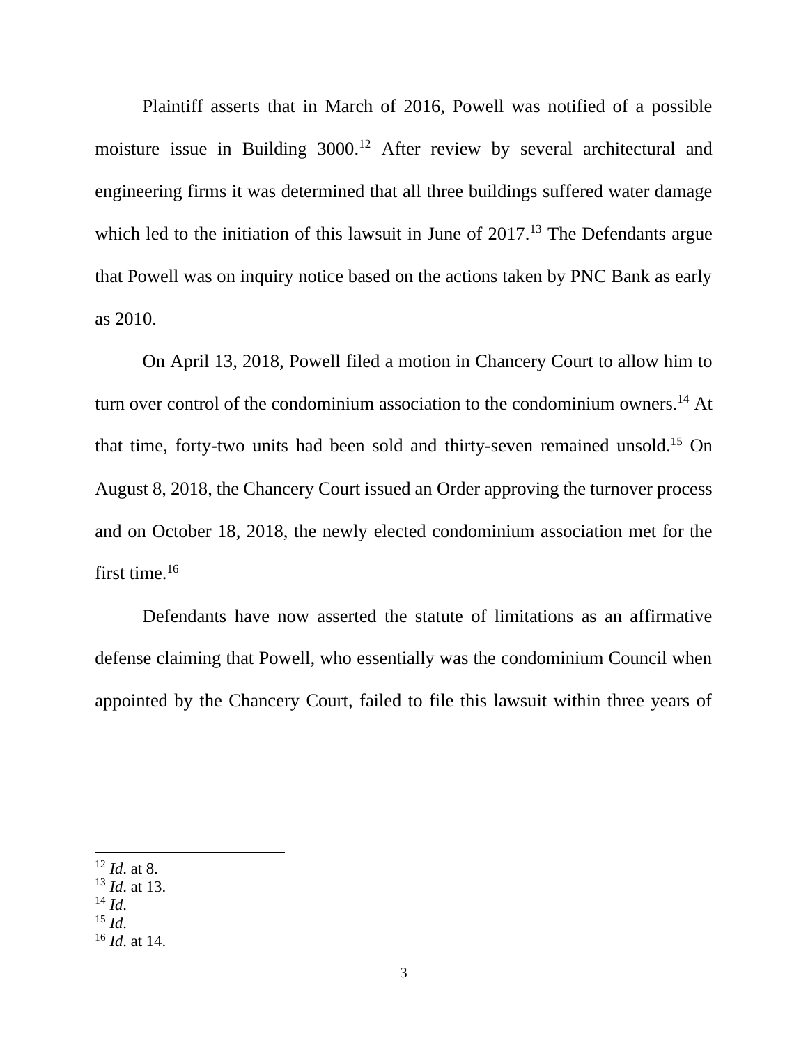Plaintiff asserts that in March of 2016, Powell was notified of a possible moisture issue in Building 3000.[12] After review by several architectural and engineering firms it was determined that all three buildings suffered water damage which led to the initiation of this lawsuit in June of 2017.[13] The Defendants argue that Powell was on inquiry notice based on the actions taken by PNC Bank as early as 2010.

On April 13, 2018, Powell filed a motion in Chancery Court to allow him to turn over control of the condominium association to the condominium owners.[14] At that time, forty-two units had been sold and thirty-seven remained unsold.[15] On August 8, 2018, the Chancery Court issued an Order approving the turnover process and on October 18, 2018, the newly elected condominium association met for the first time.[16]

Defendants have now asserted the statute of limitations as an affirmative defense claiming that Powell, who essentially was the condominium Council when appointed by the Chancery Court, failed to file this lawsuit within three years of

---

[12] *Id*. at 8.
[13] *Id*. at 13.
[14] *Id*.
[15] *Id*.
[16] *Id*. at 14.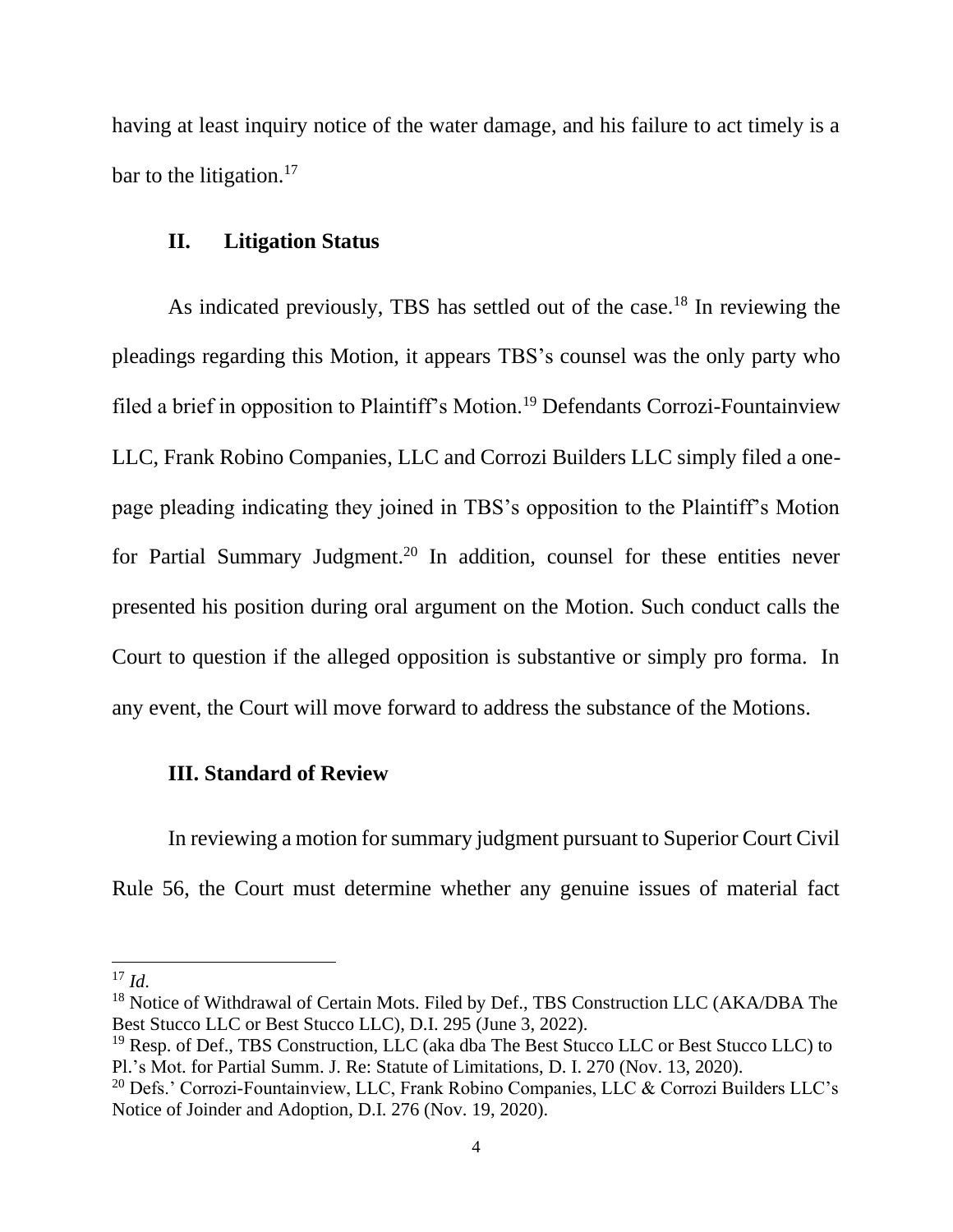having at least inquiry notice of the water damage, and his failure to act timely is a bar to the litigation.[17]

## II. Litigation Status

As indicated previously, TBS has settled out of the case.[18] In reviewing the pleadings regarding this Motion, it appears TBS's counsel was the only party who filed a brief in opposition to Plaintiff's Motion.[19] Defendants Corrozi-Fountainview LLC, Frank Robino Companies, LLC and Corrozi Builders LLC simply filed a one-page pleading indicating they joined in TBS's opposition to the Plaintiff's Motion for Partial Summary Judgment.[20] In addition, counsel for these entities never presented his position during oral argument on the Motion. Such conduct calls the Court to question if the alleged opposition is substantive or simply pro forma. In any event, the Court will move forward to address the substance of the Motions.

## III. Standard of Review

In reviewing a motion for summary judgment pursuant to Superior Court Civil Rule 56, the Court must determine whether any genuine issues of material fact

---

[17] *Id*.

[18] Notice of Withdrawal of Certain Mots. Filed by Def., TBS Construction LLC (AKA/DBA The Best Stucco LLC or Best Stucco LLC), D.I. 295 (June 3, 2022).

[19] Resp. of Def., TBS Construction, LLC (aka dba The Best Stucco LLC or Best Stucco LLC) to Pl.'s Mot. for Partial Summ. J. Re: Statute of Limitations, D. I. 270 (Nov. 13, 2020).

[20] Defs.' Corrozi-Fountainview, LLC, Frank Robino Companies, LLC & Corrozi Builders LLC's Notice of Joinder and Adoption, D.I. 276 (Nov. 19, 2020).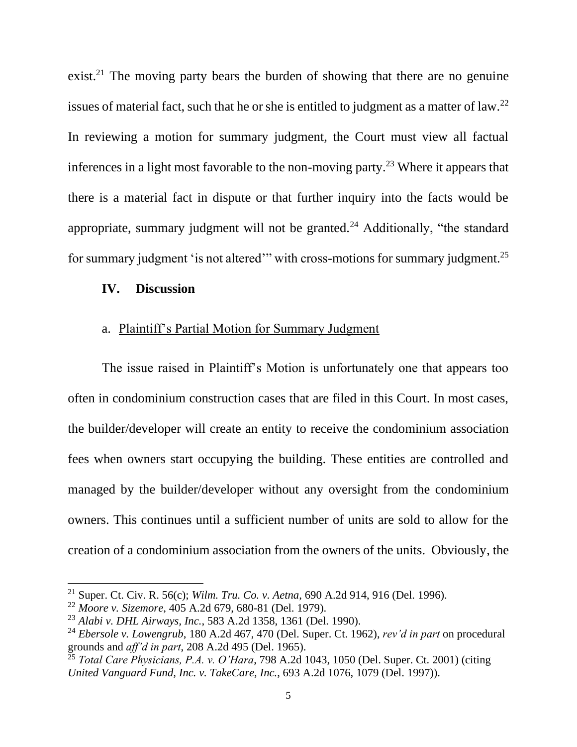exist.[21] The moving party bears the burden of showing that there are no genuine issues of material fact, such that he or she is entitled to judgment as a matter of law.[22] In reviewing a motion for summary judgment, the Court must view all factual inferences in a light most favorable to the non-moving party.[23] Where it appears that there is a material fact in dispute or that further inquiry into the facts would be appropriate, summary judgment will not be granted.[24] Additionally, "the standard for summary judgment 'is not altered'" with cross-motions for summary judgment.[25]

## IV. Discussion

### a. Plaintiff's Partial Motion for Summary Judgment

The issue raised in Plaintiff's Motion is unfortunately one that appears too often in condominium construction cases that are filed in this Court. In most cases, the builder/developer will create an entity to receive the condominium association fees when owners start occupying the building. These entities are controlled and managed by the builder/developer without any oversight from the condominium owners. This continues until a sufficient number of units are sold to allow for the creation of a condominium association from the owners of the units. Obviously, the

---

[21] Super. Ct. Civ. R. 56(c); *Wilm. Tru. Co. v. Aetna*, 690 A.2d 914, 916 (Del. 1996).

[22] *Moore v. Sizemore*, 405 A.2d 679, 680-81 (Del. 1979).

[23] *Alabi v. DHL Airways, Inc.*, 583 A.2d 1358, 1361 (Del. 1990).

[24] *Ebersole v. Lowengrub*, 180 A.2d 467, 470 (Del. Super. Ct. 1962), *rev'd in part* on procedural grounds and *aff'd in part*, 208 A.2d 495 (Del. 1965).

[25] *Total Care Physicians, P.A. v. O'Hara*, 798 A.2d 1043, 1050 (Del. Super. Ct. 2001) (citing *United Vanguard Fund, Inc. v. TakeCare, Inc.*, 693 A.2d 1076, 1079 (Del. 1997)).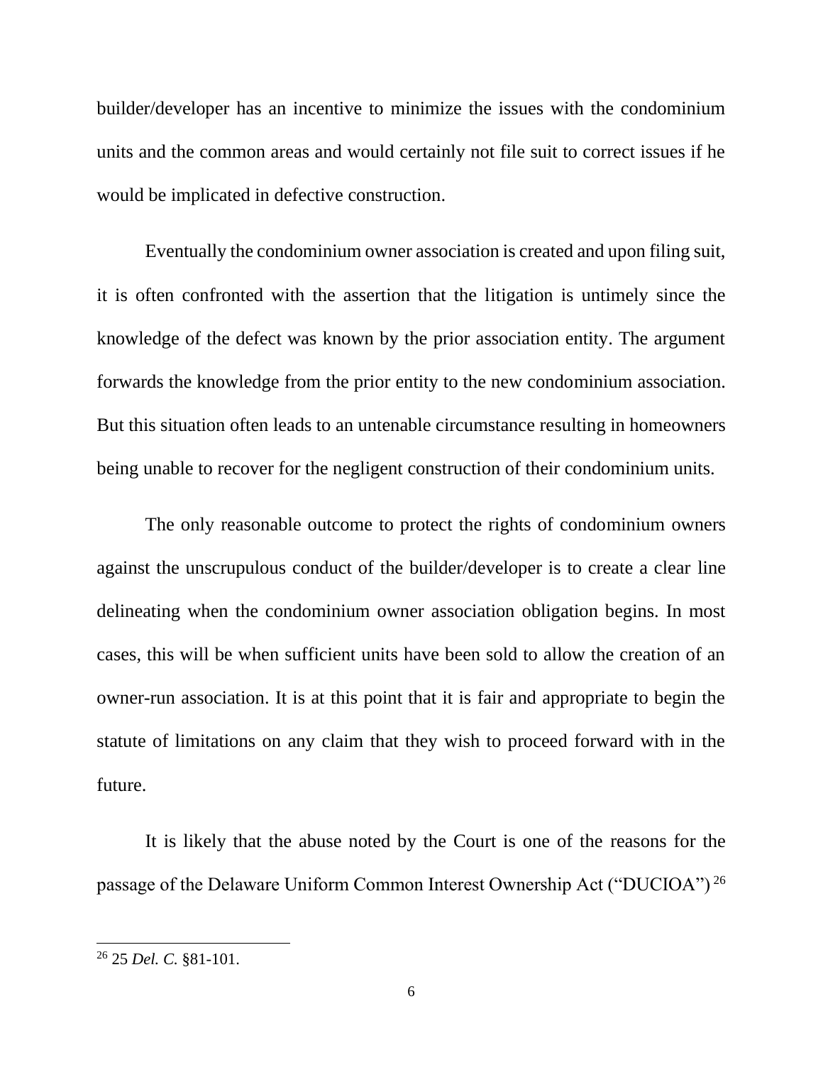builder/developer has an incentive to minimize the issues with the condominium units and the common areas and would certainly not file suit to correct issues if he would be implicated in defective construction.

Eventually the condominium owner association is created and upon filing suit, it is often confronted with the assertion that the litigation is untimely since the knowledge of the defect was known by the prior association entity. The argument forwards the knowledge from the prior entity to the new condominium association. But this situation often leads to an untenable circumstance resulting in homeowners being unable to recover for the negligent construction of their condominium units.

The only reasonable outcome to protect the rights of condominium owners against the unscrupulous conduct of the builder/developer is to create a clear line delineating when the condominium owner association obligation begins. In most cases, this will be when sufficient units have been sold to allow the creation of an owner-run association. It is at this point that it is fair and appropriate to begin the statute of limitations on any claim that they wish to proceed forward with in the future.

It is likely that the abuse noted by the Court is one of the reasons for the passage of the Delaware Uniform Common Interest Ownership Act ("DUCIOA")[26]

---

[26] 25 *Del. C.* §81-101.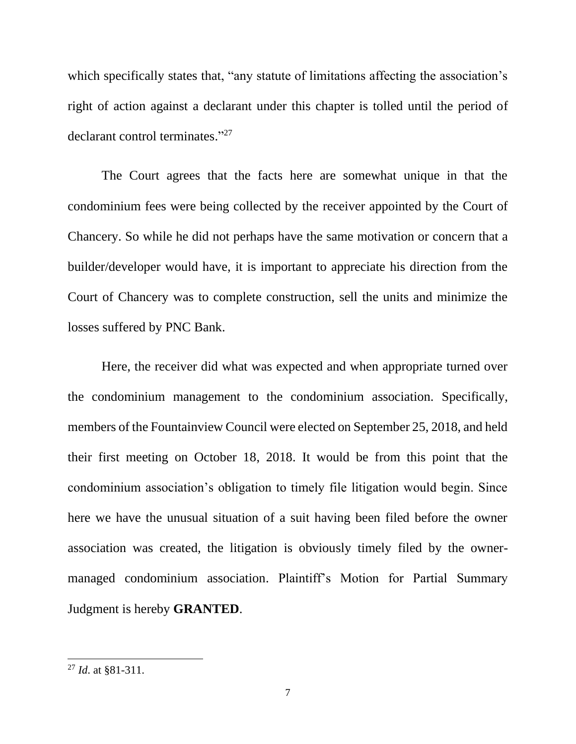which specifically states that, "any statute of limitations affecting the association's right of action against a declarant under this chapter is tolled until the period of declarant control terminates."[27]

The Court agrees that the facts here are somewhat unique in that the condominium fees were being collected by the receiver appointed by the Court of Chancery. So while he did not perhaps have the same motivation or concern that a builder/developer would have, it is important to appreciate his direction from the Court of Chancery was to complete construction, sell the units and minimize the losses suffered by PNC Bank.

Here, the receiver did what was expected and when appropriate turned over the condominium management to the condominium association. Specifically, members of the Fountainview Council were elected on September 25, 2018, and held their first meeting on October 18, 2018. It would be from this point that the condominium association's obligation to timely file litigation would begin. Since here we have the unusual situation of a suit having been filed before the owner association was created, the litigation is obviously timely filed by the owner-managed condominium association. Plaintiff's Motion for Partial Summary Judgment is hereby **GRANTED**.

---

[27] *Id*. at §81-311.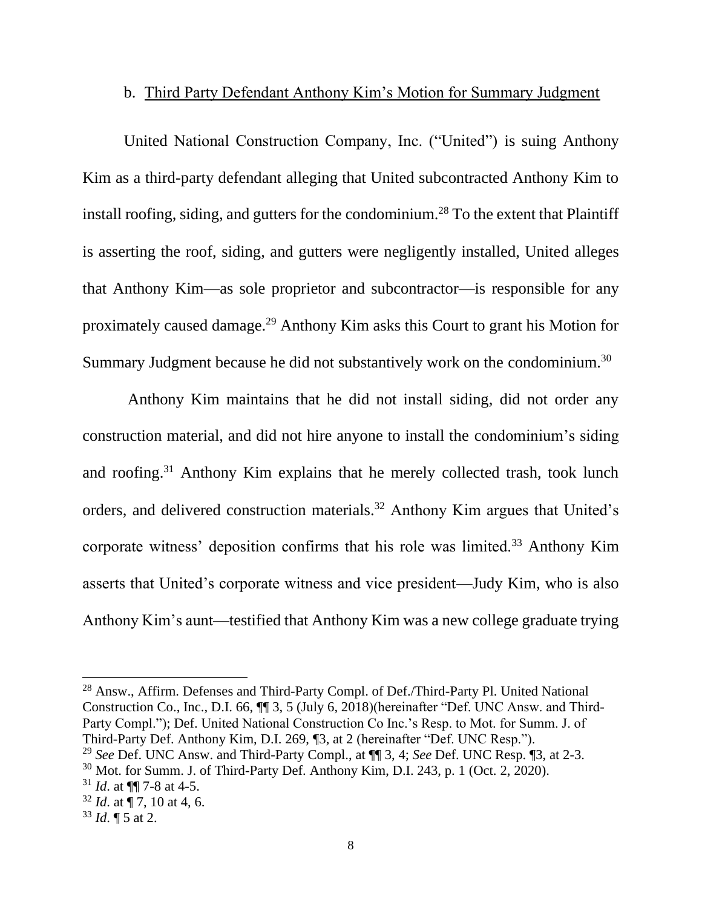b. Third Party Defendant Anthony Kim's Motion for Summary Judgment

United National Construction Company, Inc. ("United") is suing Anthony Kim as a third-party defendant alleging that United subcontracted Anthony Kim to install roofing, siding, and gutters for the condominium.[28] To the extent that Plaintiff is asserting the roof, siding, and gutters were negligently installed, United alleges that Anthony Kim—as sole proprietor and subcontractor—is responsible for any proximately caused damage.[29] Anthony Kim asks this Court to grant his Motion for Summary Judgment because he did not substantively work on the condominium.[30]

Anthony Kim maintains that he did not install siding, did not order any construction material, and did not hire anyone to install the condominium's siding and roofing.[31] Anthony Kim explains that he merely collected trash, took lunch orders, and delivered construction materials.[32] Anthony Kim argues that United's corporate witness' deposition confirms that his role was limited.[33] Anthony Kim asserts that United's corporate witness and vice president—Judy Kim, who is also Anthony Kim's aunt—testified that Anthony Kim was a new college graduate trying

---

[28] Answ., Affirm. Defenses and Third-Party Compl. of Def./Third-Party Pl. United National Construction Co., Inc., D.I. 66, ¶¶ 3, 5 (July 6, 2018)(hereinafter "Def. UNC Answ. and Third-Party Compl."); Def. United National Construction Co Inc.'s Resp. to Mot. for Summ. J. of Third-Party Def. Anthony Kim, D.I. 269, ¶3, at 2 (hereinafter "Def. UNC Resp.").

[29] *See* Def. UNC Answ. and Third-Party Compl., at ¶¶ 3, 4; *See* Def. UNC Resp. ¶3, at 2-3.

[30] Mot. for Summ. J. of Third-Party Def. Anthony Kim, D.I. 243, p. 1 (Oct. 2, 2020).

[31] *Id*. at ¶¶ 7-8 at 4-5.

[32] *Id*. at ¶ 7, 10 at 4, 6.

[33] *Id*. ¶ 5 at 2.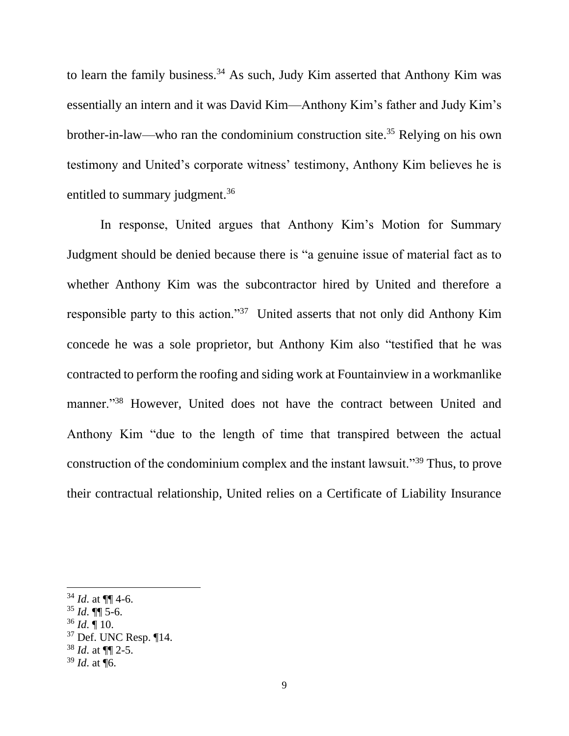to learn the family business.[34] As such, Judy Kim asserted that Anthony Kim was essentially an intern and it was David Kim—Anthony Kim's father and Judy Kim's brother-in-law—who ran the condominium construction site.[35] Relying on his own testimony and United's corporate witness' testimony, Anthony Kim believes he is entitled to summary judgment.[36]

In response, United argues that Anthony Kim's Motion for Summary Judgment should be denied because there is "a genuine issue of material fact as to whether Anthony Kim was the subcontractor hired by United and therefore a responsible party to this action."[37] United asserts that not only did Anthony Kim concede he was a sole proprietor, but Anthony Kim also "testified that he was contracted to perform the roofing and siding work at Fountainview in a workmanlike manner."[38] However, United does not have the contract between United and Anthony Kim "due to the length of time that transpired between the actual construction of the condominium complex and the instant lawsuit."[39] Thus, to prove their contractual relationship, United relies on a Certificate of Liability Insurance

---

[34] *Id.* at ¶¶ 4-6.
[35] *Id.* ¶¶ 5-6.
[36] *Id.* ¶ 10.
[37] Def. UNC Resp. ¶14.
[38] *Id.* at ¶¶ 2-5.
[39] *Id.* at ¶6.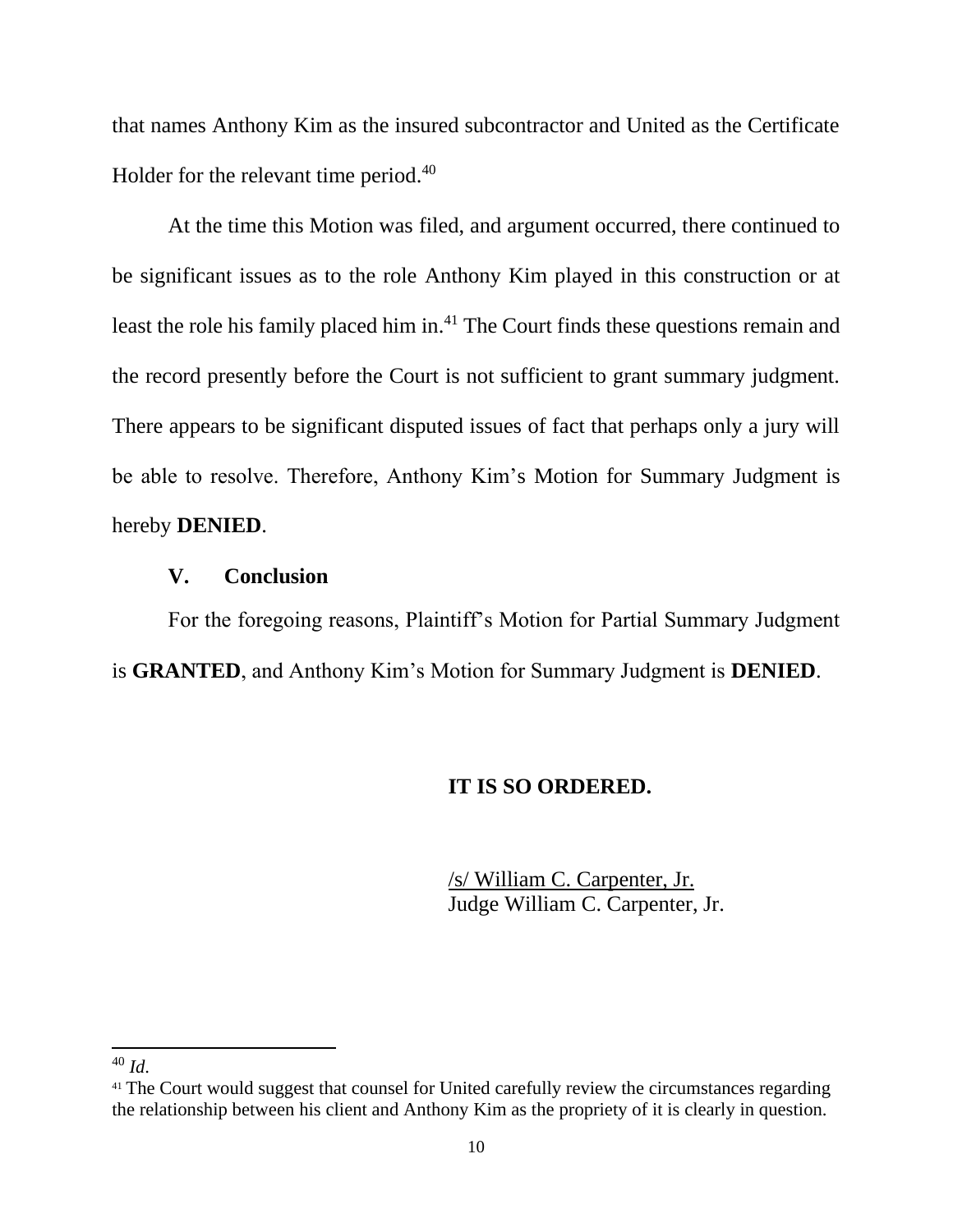that names Anthony Kim as the insured subcontractor and United as the Certificate Holder for the relevant time period.[40]

At the time this Motion was filed, and argument occurred, there continued to be significant issues as to the role Anthony Kim played in this construction or at least the role his family placed him in.[41] The Court finds these questions remain and the record presently before the Court is not sufficient to grant summary judgment. There appears to be significant disputed issues of fact that perhaps only a jury will be able to resolve. Therefore, Anthony Kim's Motion for Summary Judgment is hereby **DENIED**.

## V. Conclusion

For the foregoing reasons, Plaintiff's Motion for Partial Summary Judgment is **GRANTED**, and Anthony Kim's Motion for Summary Judgment is **DENIED**.

**IT IS SO ORDERED.**

/s/ William C. Carpenter, Jr.
Judge William C. Carpenter, Jr.

---

[40] *Id*.

[41] The Court would suggest that counsel for United carefully review the circumstances regarding the relationship between his client and Anthony Kim as the propriety of it is clearly in question.